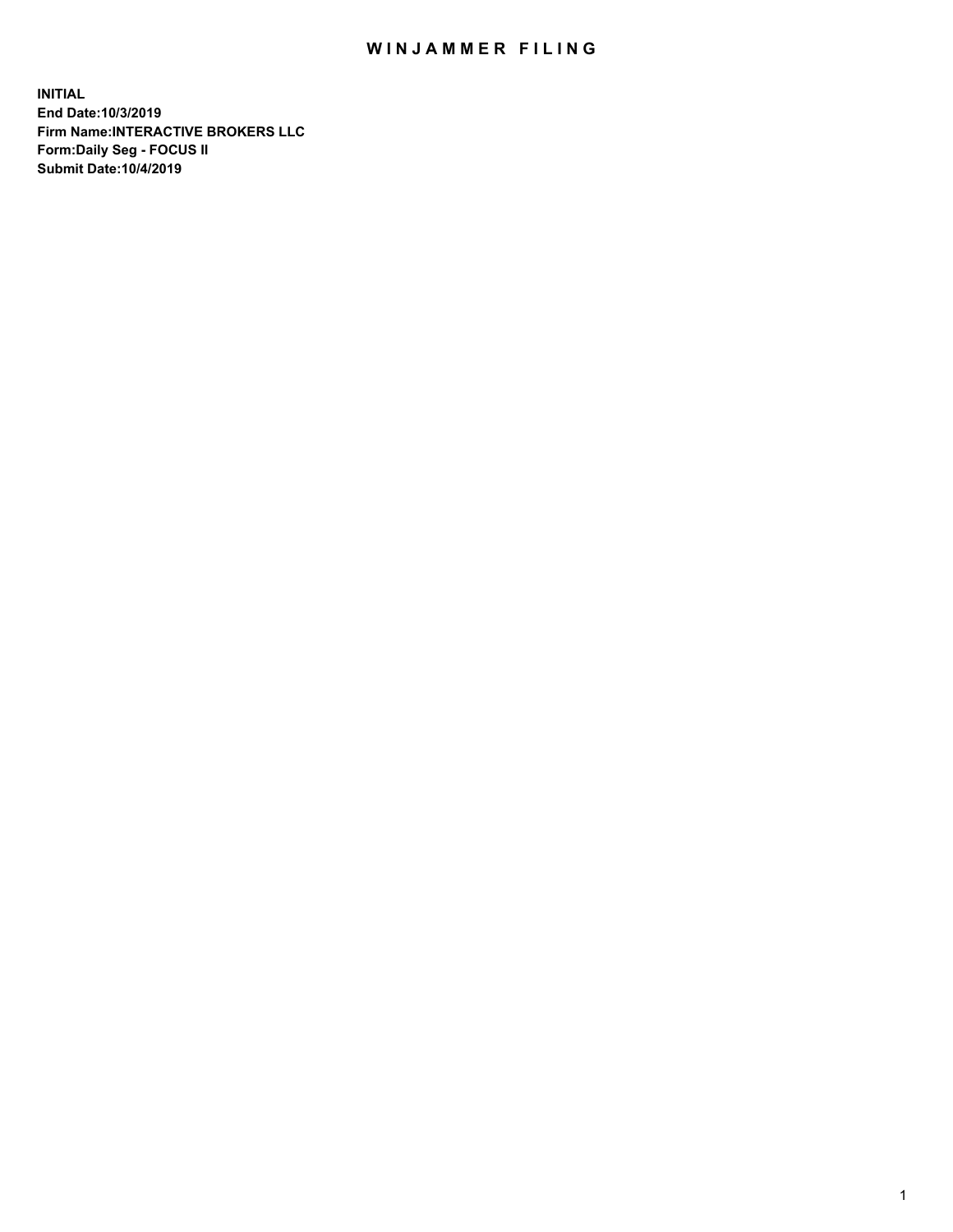# WINJAMMER FILING

**INITIAL**
**End Date:10/3/2019**
**Firm Name:INTERACTIVE BROKERS LLC**
**Form:Daily Seg - FOCUS II**
**Submit Date:10/4/2019**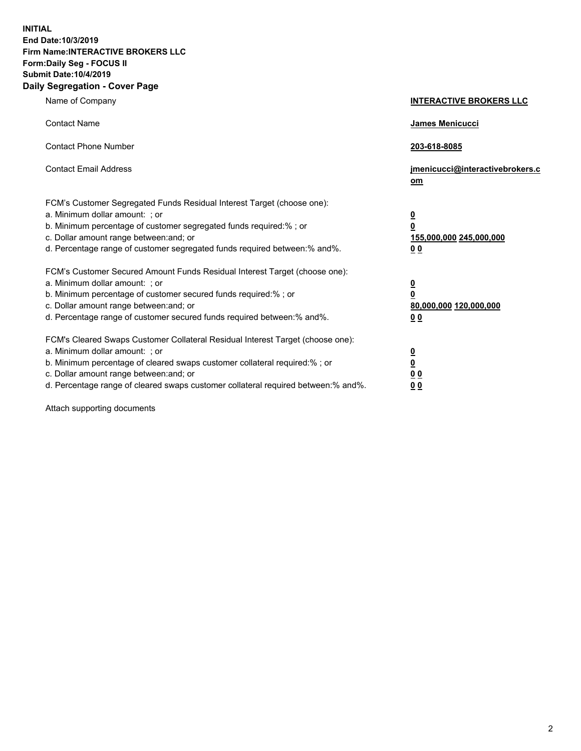**INITIAL**
**End Date:10/3/2019**
**Firm Name:INTERACTIVE BROKERS LLC**
**Form:Daily Seg - FOCUS II**
**Submit Date:10/4/2019**

## Daily Segregation - Cover Page

| | |
|---|---|
| Name of Company | **INTERACTIVE BROKERS LLC** |
| Contact Name | **James Menicucci** |
| Contact Phone Number | **203-618-8085** |
| Contact Email Address | **jmenicucci@interactivebrokers.com** |

| | |
|---|---|
| FCM's Customer Segregated Funds Residual Interest Target (choose one): | |
| a. Minimum dollar amount: ; or | **0** |
| b. Minimum percentage of customer segregated funds required:% ; or | **0** |
| c. Dollar amount range between:and; or | **155,000,000 245,000,000** |
| d. Percentage range of customer segregated funds required between:% and%. | **0 0** |
| FCM's Customer Secured Amount Funds Residual Interest Target (choose one): | |
| a. Minimum dollar amount: ; or | **0** |
| b. Minimum percentage of customer secured funds required:% ; or | **0** |
| c. Dollar amount range between:and; or | **80,000,000 120,000,000** |
| d. Percentage range of customer secured funds required between:% and%. | **0 0** |
| FCM's Cleared Swaps Customer Collateral Residual Interest Target (choose one): | |
| a. Minimum dollar amount: ; or | **0** |
| b. Minimum percentage of cleared swaps customer collateral required:% ; or | **0** |
| c. Dollar amount range between:and; or | **0 0** |
| d. Percentage range of cleared swaps customer collateral required between:% and%. | **0 0** |

Attach supporting documents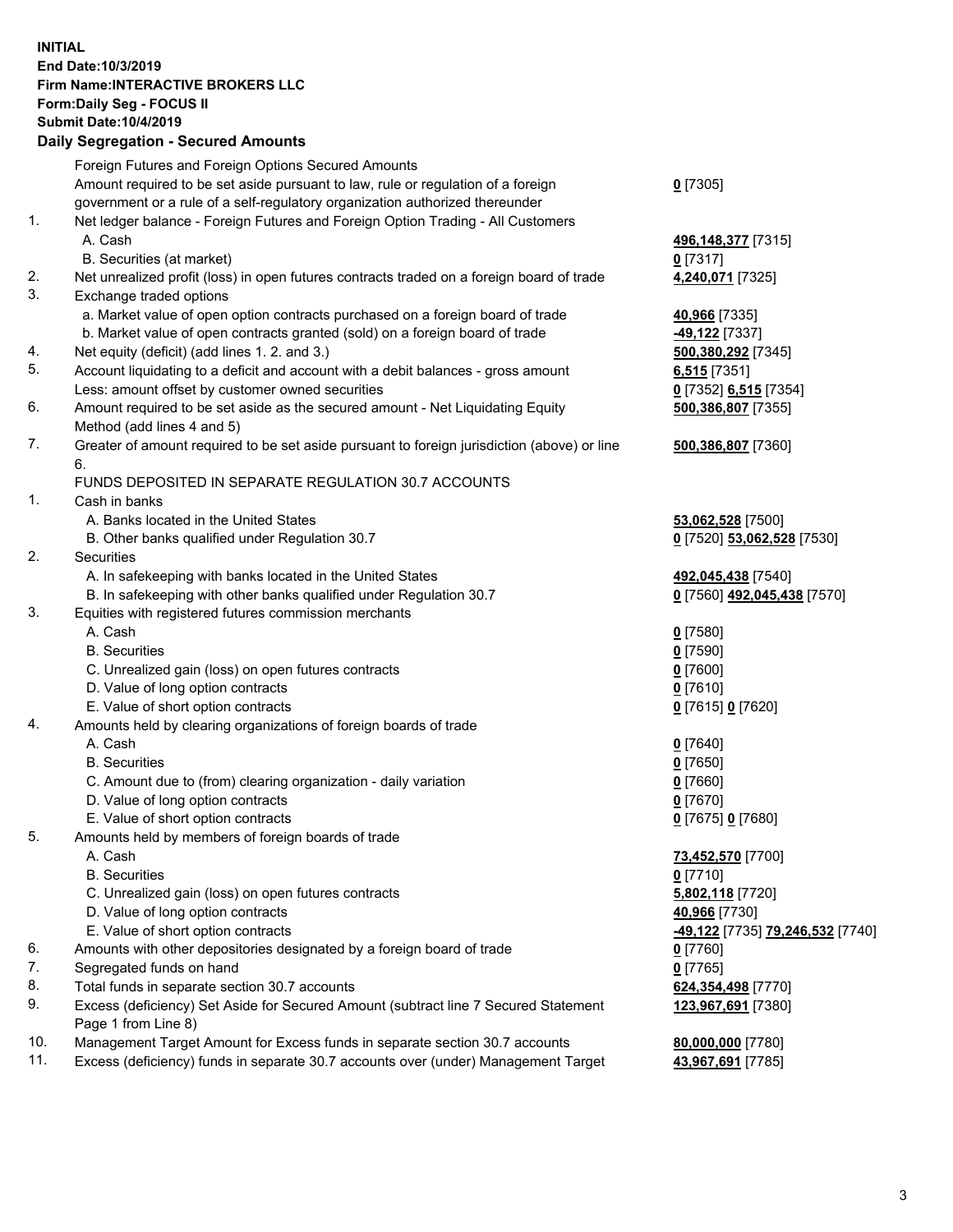**INITIAL**
**End Date:10/3/2019**
**Firm Name:INTERACTIVE BROKERS LLC**
**Form:Daily Seg - FOCUS II**
**Submit Date:10/4/2019**
**Daily Segregation - Secured Amounts**

| | | |
|---|---|---|
| | Foreign Futures and Foreign Options Secured Amounts | |
| | Amount required to be set aside pursuant to law, rule or regulation of a foreign government or a rule of a self-regulatory organization authorized thereunder | **0** [7305] |
| 1. | Net ledger balance - Foreign Futures and Foreign Option Trading - All Customers | |
| | A. Cash | **496,148,377** [7315] |
| | B. Securities (at market) | **0** [7317] |
| 2. | Net unrealized profit (loss) in open futures contracts traded on a foreign board of trade | **4,240,071** [7325] |
| 3. | Exchange traded options | |
| | a. Market value of open option contracts purchased on a foreign board of trade | **40,966** [7335] |
| | b. Market value of open contracts granted (sold) on a foreign board of trade | **-49,122** [7337] |
| 4. | Net equity (deficit) (add lines 1. 2. and 3.) | **500,380,292** [7345] |
| 5. | Account liquidating to a deficit and account with a debit balances - gross amount | **6,515** [7351] |
| | Less: amount offset by customer owned securities | **0** [7352] **6,515** [7354] |
| 6. | Amount required to be set aside as the secured amount - Net Liquidating Equity Method (add lines 4 and 5) | **500,386,807** [7355] |
| 7. | Greater of amount required to be set aside pursuant to foreign jurisdiction (above) or line 6. | **500,386,807** [7360] |
| | FUNDS DEPOSITED IN SEPARATE REGULATION 30.7 ACCOUNTS | |
| 1. | Cash in banks | |
| | A. Banks located in the United States | **53,062,528** [7500] |
| | B. Other banks qualified under Regulation 30.7 | **0** [7520] **53,062,528** [7530] |
| 2. | Securities | |
| | A. In safekeeping with banks located in the United States | **492,045,438** [7540] |
| | B. In safekeeping with other banks qualified under Regulation 30.7 | **0** [7560] **492,045,438** [7570] |
| 3. | Equities with registered futures commission merchants | |
| | A. Cash | **0** [7580] |
| | B. Securities | **0** [7590] |
| | C. Unrealized gain (loss) on open futures contracts | **0** [7600] |
| | D. Value of long option contracts | **0** [7610] |
| | E. Value of short option contracts | **0** [7615] **0** [7620] |
| 4. | Amounts held by clearing organizations of foreign boards of trade | |
| | A. Cash | **0** [7640] |
| | B. Securities | **0** [7650] |
| | C. Amount due to (from) clearing organization - daily variation | **0** [7660] |
| | D. Value of long option contracts | **0** [7670] |
| | E. Value of short option contracts | **0** [7675] **0** [7680] |
| 5. | Amounts held by members of foreign boards of trade | |
| | A. Cash | **73,452,570** [7700] |
| | B. Securities | **0** [7710] |
| | C. Unrealized gain (loss) on open futures contracts | **5,802,118** [7720] |
| | D. Value of long option contracts | **40,966** [7730] |
| | E. Value of short option contracts | **-49,122** [7735] **79,246,532** [7740] |
| 6. | Amounts with other depositories designated by a foreign board of trade | **0** [7760] |
| 7. | Segregated funds on hand | **0** [7765] |
| 8. | Total funds in separate section 30.7 accounts | **624,354,498** [7770] |
| 9. | Excess (deficiency) Set Aside for Secured Amount (subtract line 7 Secured Statement Page 1 from Line 8) | **123,967,691** [7380] |
| 10. | Management Target Amount for Excess funds in separate section 30.7 accounts | **80,000,000** [7780] |
| 11. | Excess (deficiency) funds in separate 30.7 accounts over (under) Management Target | **43,967,691** [7785] |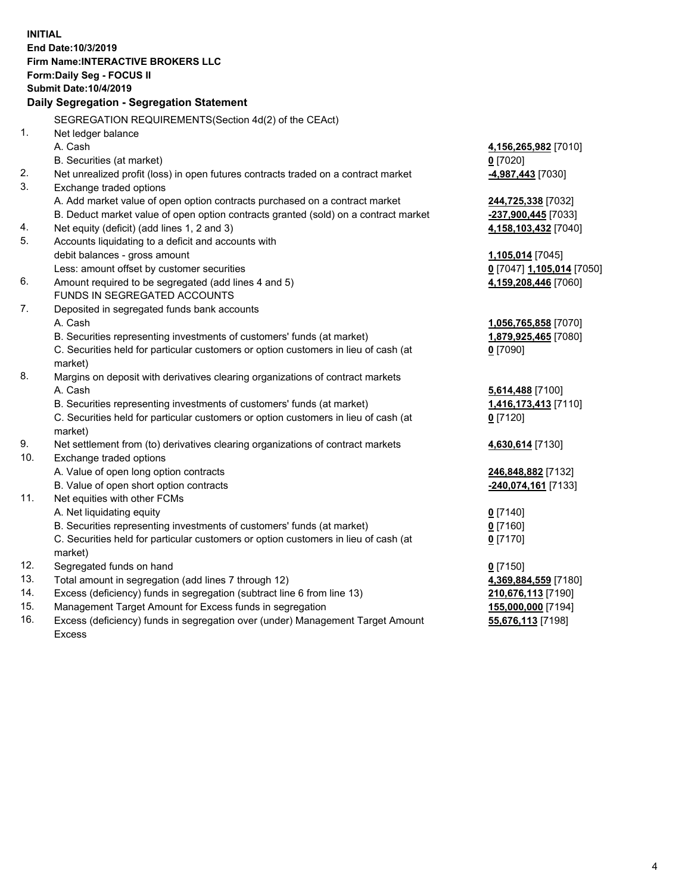**INITIAL**
**End Date:10/3/2019**
**Firm Name:INTERACTIVE BROKERS LLC**
**Form:Daily Seg - FOCUS II**
**Submit Date:10/4/2019**

### Daily Segregation - Segregation Statement

| | | |
|---|---|---|
| | SEGREGATION REQUIREMENTS(Section 4d(2) of the CEAct) | |
| 1. | Net ledger balance | |
| | A. Cash | **4,156,265,982** [7010] |
| | B. Securities (at market) | **0** [7020] |
| 2. | Net unrealized profit (loss) in open futures contracts traded on a contract market | **-4,987,443** [7030] |
| 3. | Exchange traded options | |
| | A. Add market value of open option contracts purchased on a contract market | **244,725,338** [7032] |
| | B. Deduct market value of open option contracts granted (sold) on a contract market | **-237,900,445** [7033] |
| 4. | Net equity (deficit) (add lines 1, 2 and 3) | **4,158,103,432** [7040] |
| 5. | Accounts liquidating to a deficit and accounts with | |
| | debit balances - gross amount | **1,105,014** [7045] |
| | Less: amount offset by customer securities | **0** [7047] **1,105,014** [7050] |
| 6. | Amount required to be segregated (add lines 4 and 5) | **4,159,208,446** [7060] |
| | FUNDS IN SEGREGATED ACCOUNTS | |
| 7. | Deposited in segregated funds bank accounts | |
| | A. Cash | **1,056,765,858** [7070] |
| | B. Securities representing investments of customers' funds (at market) | **1,879,925,465** [7080] |
| | C. Securities held for particular customers or option customers in lieu of cash (at market) | **0** [7090] |
| 8. | Margins on deposit with derivatives clearing organizations of contract markets | |
| | A. Cash | **5,614,488** [7100] |
| | B. Securities representing investments of customers' funds (at market) | **1,416,173,413** [7110] |
| | C. Securities held for particular customers or option customers in lieu of cash (at market) | **0** [7120] |
| 9. | Net settlement from (to) derivatives clearing organizations of contract markets | **4,630,614** [7130] |
| 10. | Exchange traded options | |
| | A. Value of open long option contracts | **246,848,882** [7132] |
| | B. Value of open short option contracts | **-240,074,161** [7133] |
| 11. | Net equities with other FCMs | |
| | A. Net liquidating equity | **0** [7140] |
| | B. Securities representing investments of customers' funds (at market) | **0** [7160] |
| | C. Securities held for particular customers or option customers in lieu of cash (at market) | **0** [7170] |
| 12. | Segregated funds on hand | **0** [7150] |
| 13. | Total amount in segregation (add lines 7 through 12) | **4,369,884,559** [7180] |
| 14. | Excess (deficiency) funds in segregation (subtract line 6 from line 13) | **210,676,113** [7190] |
| 15. | Management Target Amount for Excess funds in segregation | **155,000,000** [7194] |
| 16. | Excess (deficiency) funds in segregation over (under) Management Target Amount Excess | **55,676,113** [7198] |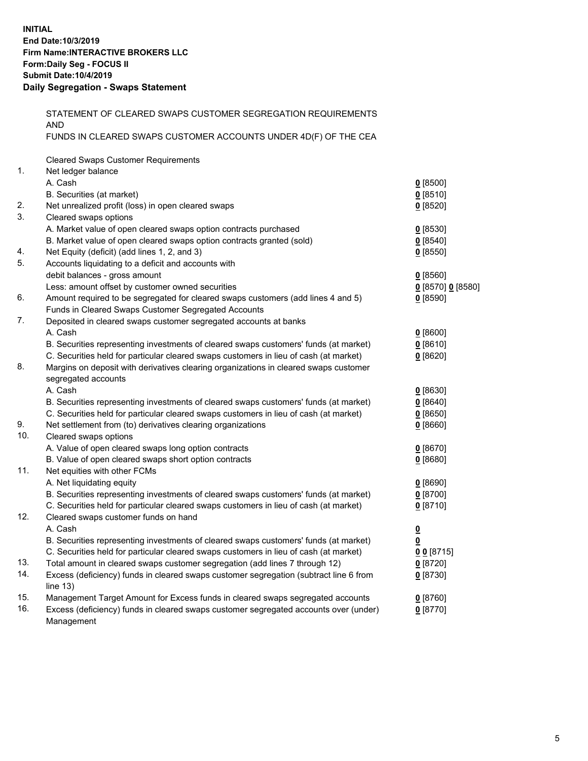**INITIAL**
**End Date:10/3/2019**
**Firm Name:INTERACTIVE BROKERS LLC**
**Form:Daily Seg - FOCUS II**
**Submit Date:10/4/2019**
**Daily Segregation - Swaps Statement**

STATEMENT OF CLEARED SWAPS CUSTOMER SEGREGATION REQUIREMENTS
AND
FUNDS IN CLEARED SWAPS CUSTOMER ACCOUNTS UNDER 4D(F) OF THE CEA

| | | |
|---|---|---|
| | Cleared Swaps Customer Requirements | |
| 1. | Net ledger balance | |
| | A. Cash | 0 [8500] |
| | B. Securities (at market) | 0 [8510] |
| 2. | Net unrealized profit (loss) in open cleared swaps | 0 [8520] |
| 3. | Cleared swaps options | |
| | A. Market value of open cleared swaps option contracts purchased | 0 [8530] |
| | B. Market value of open cleared swaps option contracts granted (sold) | 0 [8540] |
| 4. | Net Equity (deficit) (add lines 1, 2, and 3) | 0 [8550] |
| 5. | Accounts liquidating to a deficit and accounts with | |
| | debit balances - gross amount | 0 [8560] |
| | Less: amount offset by customer owned securities | 0 [8570] 0 [8580] |
| 6. | Amount required to be segregated for cleared swaps customers (add lines 4 and 5) | 0 [8590] |
| | Funds in Cleared Swaps Customer Segregated Accounts | |
| 7. | Deposited in cleared swaps customer segregated accounts at banks | |
| | A. Cash | 0 [8600] |
| | B. Securities representing investments of cleared swaps customers' funds (at market) | 0 [8610] |
| | C. Securities held for particular cleared swaps customers in lieu of cash (at market) | 0 [8620] |
| 8. | Margins on deposit with derivatives clearing organizations in cleared swaps customer segregated accounts | |
| | A. Cash | 0 [8630] |
| | B. Securities representing investments of cleared swaps customers' funds (at market) | 0 [8640] |
| | C. Securities held for particular cleared swaps customers in lieu of cash (at market) | 0 [8650] |
| 9. | Net settlement from (to) derivatives clearing organizations | 0 [8660] |
| 10. | Cleared swaps options | |
| | A. Value of open cleared swaps long option contracts | 0 [8670] |
| | B. Value of open cleared swaps short option contracts | 0 [8680] |
| 11. | Net equities with other FCMs | |
| | A. Net liquidating equity | 0 [8690] |
| | B. Securities representing investments of cleared swaps customers' funds (at market) | 0 [8700] |
| | C. Securities held for particular cleared swaps customers in lieu of cash (at market) | 0 [8710] |
| 12. | Cleared swaps customer funds on hand | |
| | A. Cash | 0 |
| | B. Securities representing investments of cleared swaps customers' funds (at market) | 0 |
| | C. Securities held for particular cleared swaps customers in lieu of cash (at market) | 0 0 [8715] |
| 13. | Total amount in cleared swaps customer segregation (add lines 7 through 12) | 0 [8720] |
| 14. | Excess (deficiency) funds in cleared swaps customer segregation (subtract line 6 from line 13) | 0 [8730] |
| 15. | Management Target Amount for Excess funds in cleared swaps segregated accounts | 0 [8760] |
| 16. | Excess (deficiency) funds in cleared swaps customer segregated accounts over (under) Management | 0 [8770] |